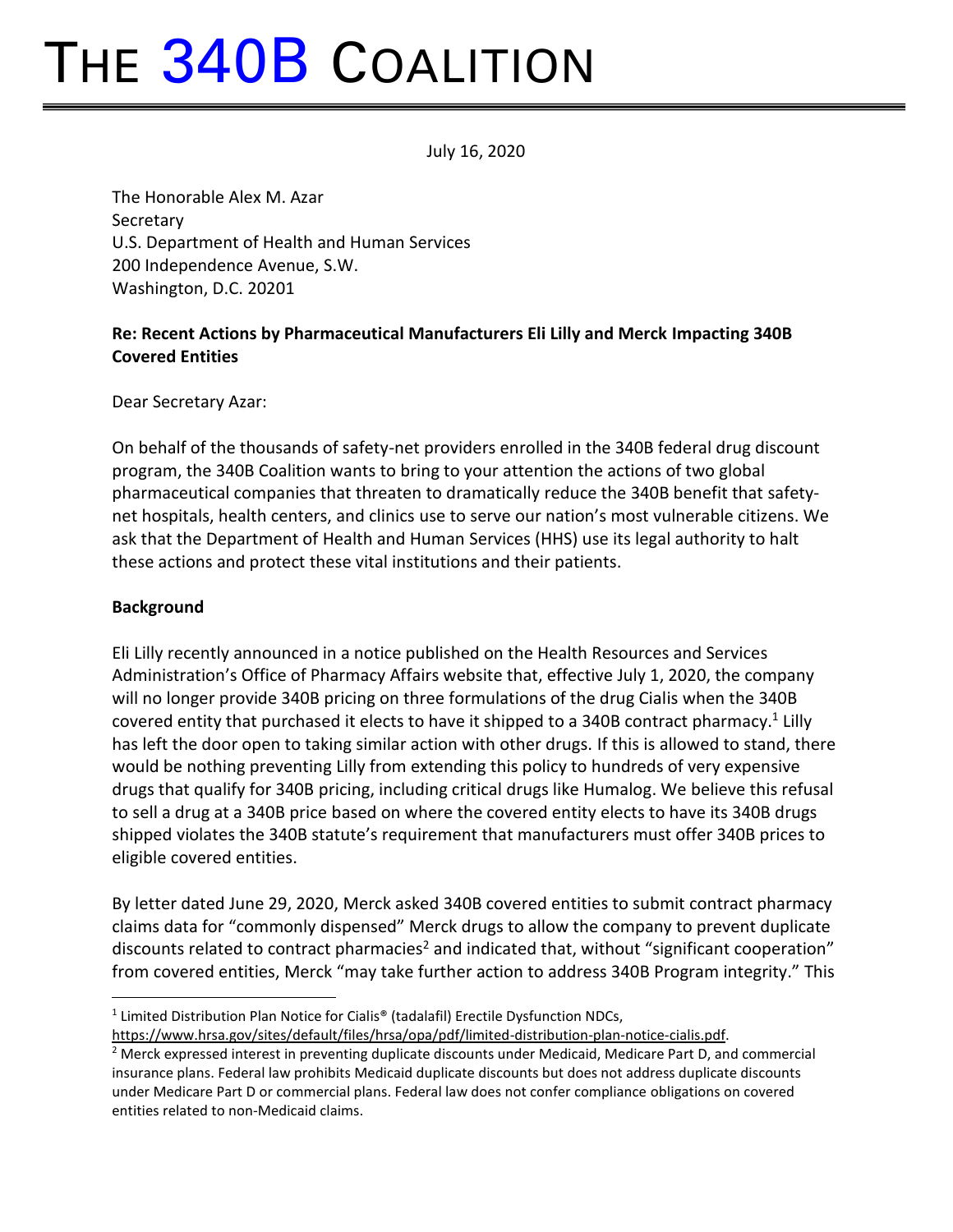# THE 340B COALITION

July 16, 2020

The Honorable Alex M. Azar
Secretary
U.S. Department of Health and Human Services
200 Independence Avenue, S.W.
Washington, D.C. 20201

**Re: Recent Actions by Pharmaceutical Manufacturers Eli Lilly and Merck Impacting 340B Covered Entities**

Dear Secretary Azar:

On behalf of the thousands of safety-net providers enrolled in the 340B federal drug discount program, the 340B Coalition wants to bring to your attention the actions of two global pharmaceutical companies that threaten to dramatically reduce the 340B benefit that safety-net hospitals, health centers, and clinics use to serve our nation's most vulnerable citizens. We ask that the Department of Health and Human Services (HHS) use its legal authority to halt these actions and protect these vital institutions and their patients.

**Background**

Eli Lilly recently announced in a notice published on the Health Resources and Services Administration's Office of Pharmacy Affairs website that, effective July 1, 2020, the company will no longer provide 340B pricing on three formulations of the drug Cialis when the 340B covered entity that purchased it elects to have it shipped to a 340B contract pharmacy.[1] Lilly has left the door open to taking similar action with other drugs. If this is allowed to stand, there would be nothing preventing Lilly from extending this policy to hundreds of very expensive drugs that qualify for 340B pricing, including critical drugs like Humalog. We believe this refusal to sell a drug at a 340B price based on where the covered entity elects to have its 340B drugs shipped violates the 340B statute's requirement that manufacturers must offer 340B prices to eligible covered entities.

By letter dated June 29, 2020, Merck asked 340B covered entities to submit contract pharmacy claims data for "commonly dispensed" Merck drugs to allow the company to prevent duplicate discounts related to contract pharmacies[2] and indicated that, without "significant cooperation" from covered entities, Merck "may take further action to address 340B Program integrity." This

---

[1] Limited Distribution Plan Notice for Cialis® (tadalafil) Erectile Dysfunction NDCs, https://www.hrsa.gov/sites/default/files/hrsa/opa/pdf/limited-distribution-plan-notice-cialis.pdf.

[2] Merck expressed interest in preventing duplicate discounts under Medicaid, Medicare Part D, and commercial insurance plans. Federal law prohibits Medicaid duplicate discounts but does not address duplicate discounts under Medicare Part D or commercial plans. Federal law does not confer compliance obligations on covered entities related to non-Medicaid claims.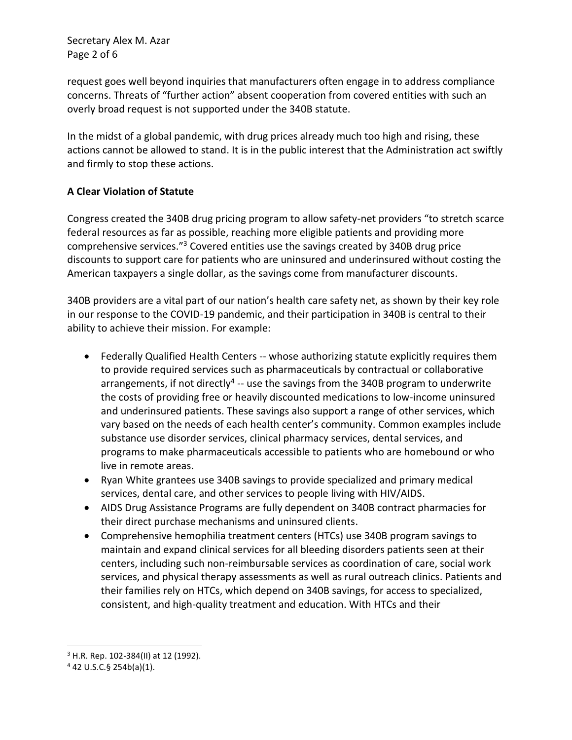request goes well beyond inquiries that manufacturers often engage in to address compliance concerns. Threats of "further action" absent cooperation from covered entities with such an overly broad request is not supported under the 340B statute.

In the midst of a global pandemic, with drug prices already much too high and rising, these actions cannot be allowed to stand. It is in the public interest that the Administration act swiftly and firmly to stop these actions.

**A Clear Violation of Statute**

Congress created the 340B drug pricing program to allow safety-net providers "to stretch scarce federal resources as far as possible, reaching more eligible patients and providing more comprehensive services."[3] Covered entities use the savings created by 340B drug price discounts to support care for patients who are uninsured and underinsured without costing the American taxpayers a single dollar, as the savings come from manufacturer discounts.

340B providers are a vital part of our nation's health care safety net, as shown by their key role in our response to the COVID-19 pandemic, and their participation in 340B is central to their ability to achieve their mission. For example:

- Federally Qualified Health Centers -- whose authorizing statute explicitly requires them to provide required services such as pharmaceuticals by contractual or collaborative arrangements, if not directly[4] -- use the savings from the 340B program to underwrite the costs of providing free or heavily discounted medications to low-income uninsured and underinsured patients. These savings also support a range of other services, which vary based on the needs of each health center's community. Common examples include substance use disorder services, clinical pharmacy services, dental services, and programs to make pharmaceuticals accessible to patients who are homebound or who live in remote areas.
- Ryan White grantees use 340B savings to provide specialized and primary medical services, dental care, and other services to people living with HIV/AIDS.
- AIDS Drug Assistance Programs are fully dependent on 340B contract pharmacies for their direct purchase mechanisms and uninsured clients.
- Comprehensive hemophilia treatment centers (HTCs) use 340B program savings to maintain and expand clinical services for all bleeding disorders patients seen at their centers, including such non-reimbursable services as coordination of care, social work services, and physical therapy assessments as well as rural outreach clinics. Patients and their families rely on HTCs, which depend on 340B savings, for access to specialized, consistent, and high-quality treatment and education. With HTCs and their

---

[3] H.R. Rep. 102-384(II) at 12 (1992).

[4] 42 U.S.C.§ 254b(a)(1).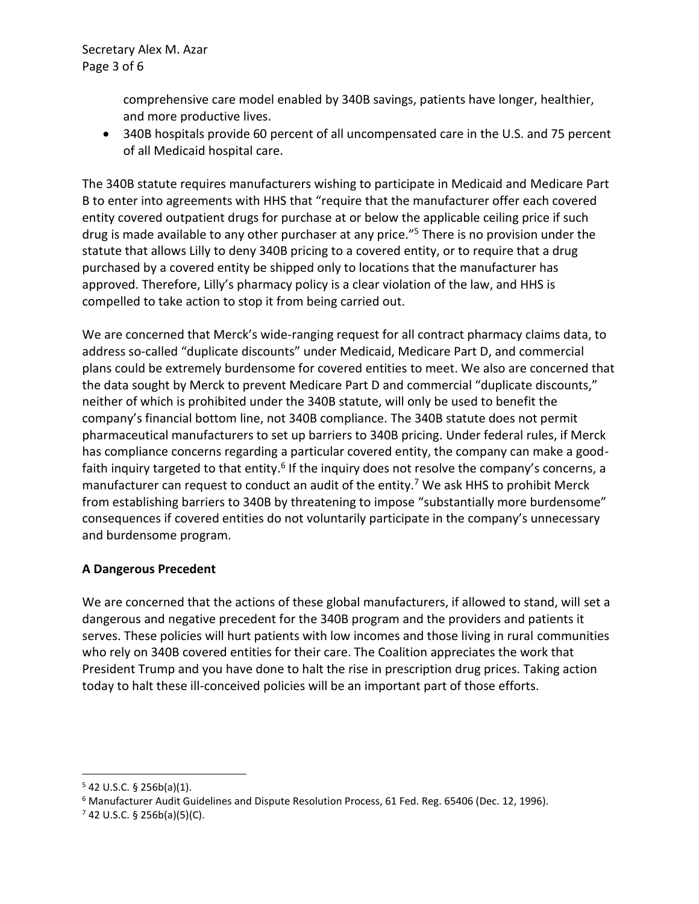comprehensive care model enabled by 340B savings, patients have longer, healthier, and more productive lives.

- 340B hospitals provide 60 percent of all uncompensated care in the U.S. and 75 percent of all Medicaid hospital care.

The 340B statute requires manufacturers wishing to participate in Medicaid and Medicare Part B to enter into agreements with HHS that "require that the manufacturer offer each covered entity covered outpatient drugs for purchase at or below the applicable ceiling price if such drug is made available to any other purchaser at any price."[5] There is no provision under the statute that allows Lilly to deny 340B pricing to a covered entity, or to require that a drug purchased by a covered entity be shipped only to locations that the manufacturer has approved. Therefore, Lilly's pharmacy policy is a clear violation of the law, and HHS is compelled to take action to stop it from being carried out.

We are concerned that Merck's wide-ranging request for all contract pharmacy claims data, to address so-called "duplicate discounts" under Medicaid, Medicare Part D, and commercial plans could be extremely burdensome for covered entities to meet. We also are concerned that the data sought by Merck to prevent Medicare Part D and commercial "duplicate discounts," neither of which is prohibited under the 340B statute, will only be used to benefit the company's financial bottom line, not 340B compliance. The 340B statute does not permit pharmaceutical manufacturers to set up barriers to 340B pricing. Under federal rules, if Merck has compliance concerns regarding a particular covered entity, the company can make a good-faith inquiry targeted to that entity.[6] If the inquiry does not resolve the company's concerns, a manufacturer can request to conduct an audit of the entity.[7] We ask HHS to prohibit Merck from establishing barriers to 340B by threatening to impose "substantially more burdensome" consequences if covered entities do not voluntarily participate in the company's unnecessary and burdensome program.

**A Dangerous Precedent**

We are concerned that the actions of these global manufacturers, if allowed to stand, will set a dangerous and negative precedent for the 340B program and the providers and patients it serves. These policies will hurt patients with low incomes and those living in rural communities who rely on 340B covered entities for their care. The Coalition appreciates the work that President Trump and you have done to halt the rise in prescription drug prices. Taking action today to halt these ill-conceived policies will be an important part of those efforts.

---

[5] 42 U.S.C. § 256b(a)(1).

[6] Manufacturer Audit Guidelines and Dispute Resolution Process, 61 Fed. Reg. 65406 (Dec. 12, 1996).

[7] 42 U.S.C. § 256b(a)(5)(C).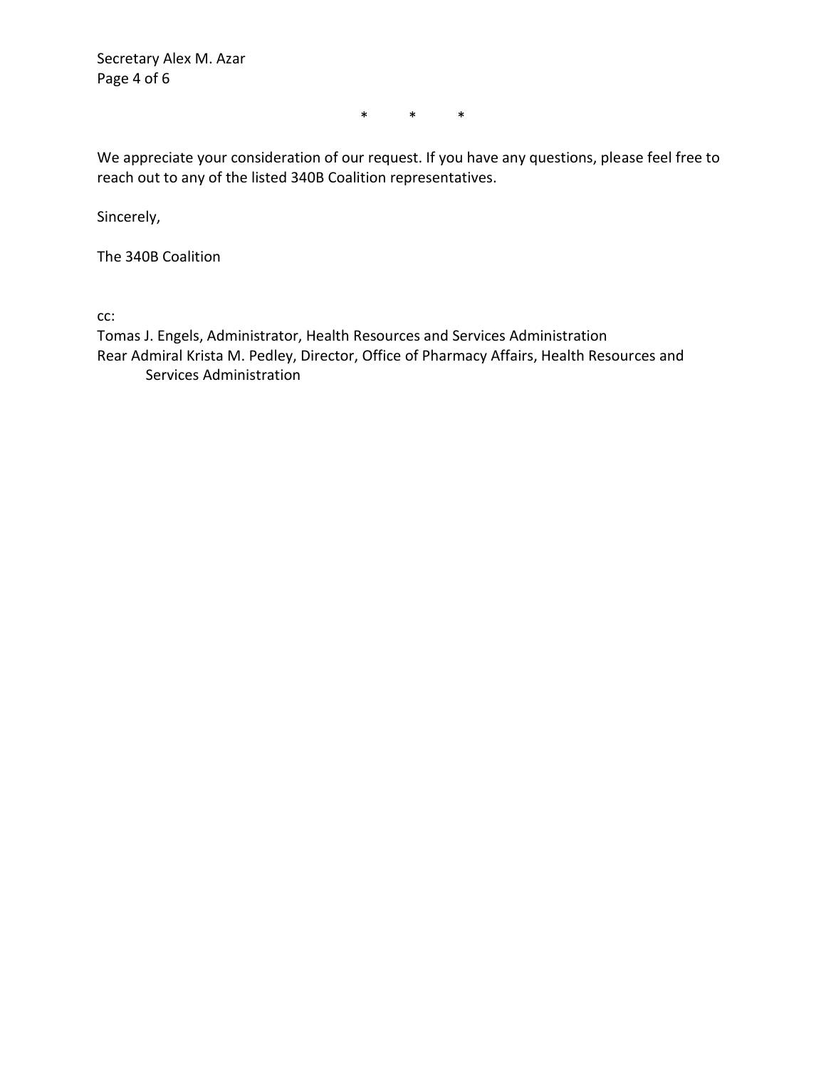\*          \*          \*

We appreciate your consideration of our request. If you have any questions, please feel free to reach out to any of the listed 340B Coalition representatives.

Sincerely,

The 340B Coalition

cc:
Tomas J. Engels, Administrator, Health Resources and Services Administration
Rear Admiral Krista M. Pedley, Director, Office of Pharmacy Affairs, Health Resources and Services Administration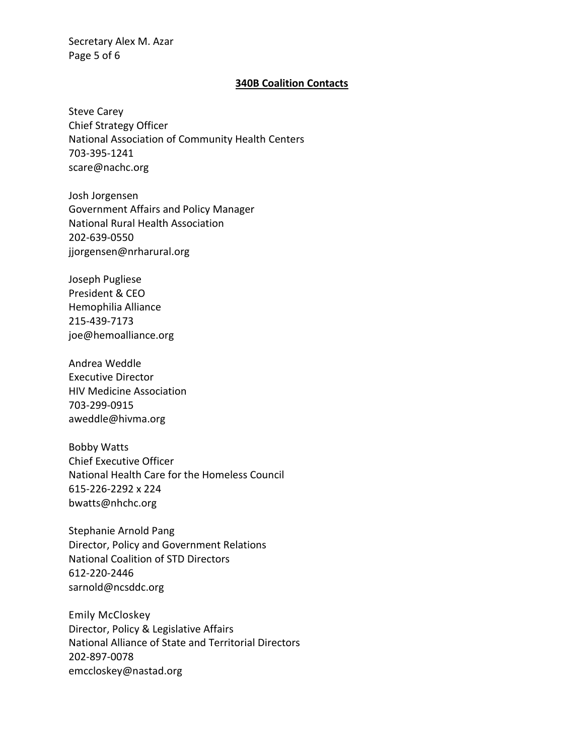**340B Coalition Contacts**

Steve Carey
Chief Strategy Officer
National Association of Community Health Centers
703-395-1241
scare@nachc.org

Josh Jorgensen
Government Affairs and Policy Manager
National Rural Health Association
202-639-0550
jjorgensen@nrharural.org

Joseph Pugliese
President & CEO
Hemophilia Alliance
215-439-7173
joe@hemoalliance.org

Andrea Weddle
Executive Director
HIV Medicine Association
703-299-0915
aweddle@hivma.org

Bobby Watts
Chief Executive Officer
National Health Care for the Homeless Council
615-226-2292 x 224
bwatts@nhchc.org

Stephanie Arnold Pang
Director, Policy and Government Relations
National Coalition of STD Directors
612-220-2446
sarnold@ncsddc.org

Emily McCloskey
Director, Policy & Legislative Affairs
National Alliance of State and Territorial Directors
202-897-0078
emccloskey@nastad.org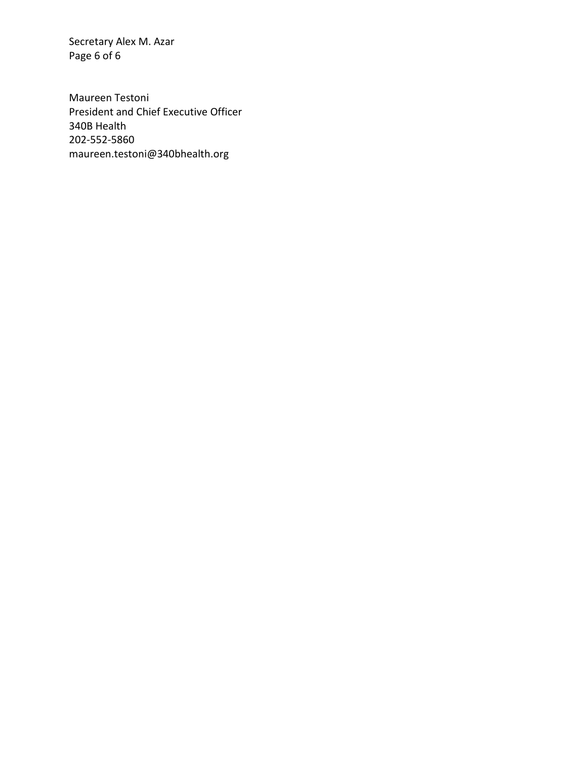Maureen Testoni
President and Chief Executive Officer
340B Health
202-552-5860
maureen.testoni@340bhealth.org